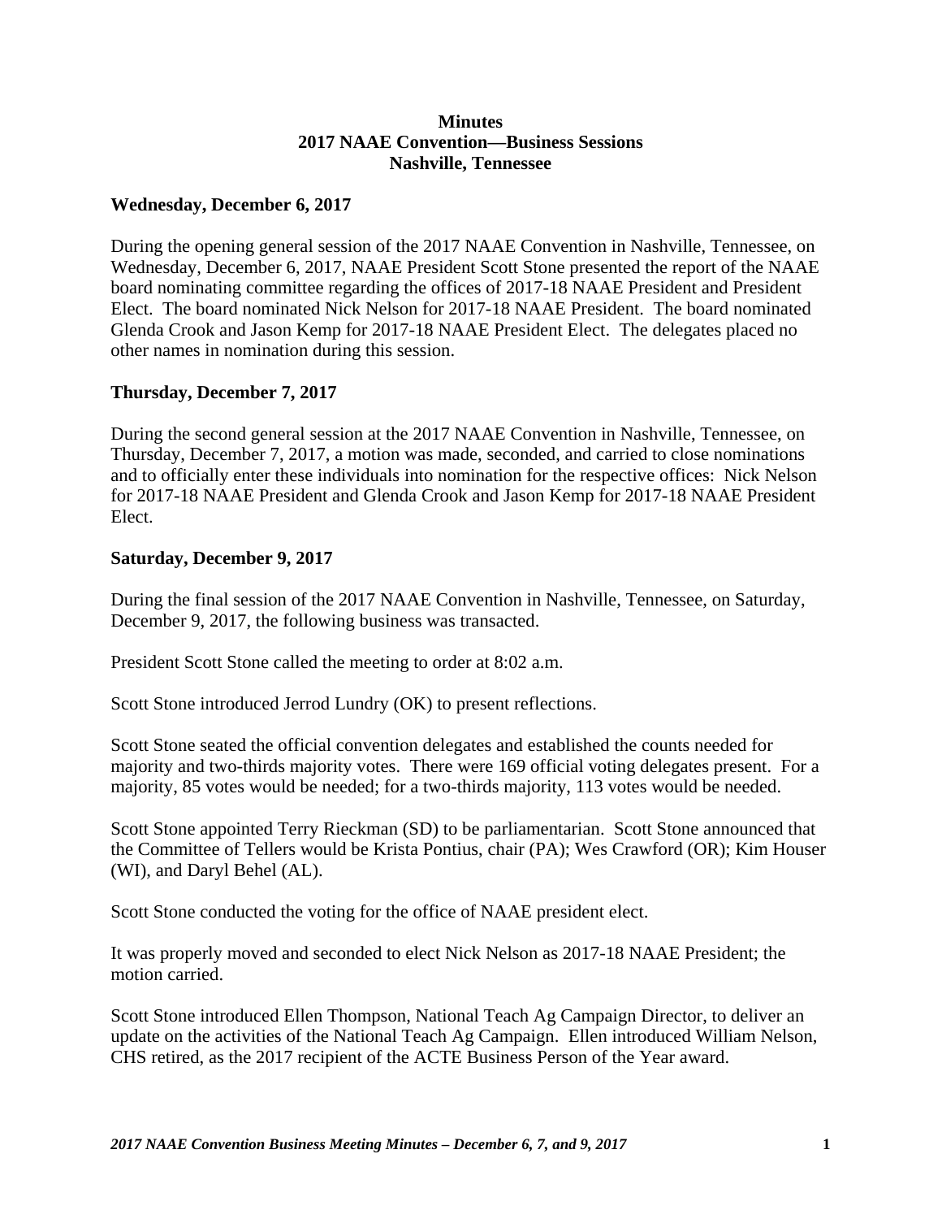# Minutes
## 2017 NAAE Convention—Business Sessions
## Nashville, Tennessee

### Wednesday, December 6, 2017

During the opening general session of the 2017 NAAE Convention in Nashville, Tennessee, on Wednesday, December 6, 2017, NAAE President Scott Stone presented the report of the NAAE board nominating committee regarding the offices of 2017-18 NAAE President and President Elect. The board nominated Nick Nelson for 2017-18 NAAE President. The board nominated Glenda Crook and Jason Kemp for 2017-18 NAAE President Elect. The delegates placed no other names in nomination during this session.

### Thursday, December 7, 2017

During the second general session at the 2017 NAAE Convention in Nashville, Tennessee, on Thursday, December 7, 2017, a motion was made, seconded, and carried to close nominations and to officially enter these individuals into nomination for the respective offices: Nick Nelson for 2017-18 NAAE President and Glenda Crook and Jason Kemp for 2017-18 NAAE President Elect.

### Saturday, December 9, 2017

During the final session of the 2017 NAAE Convention in Nashville, Tennessee, on Saturday, December 9, 2017, the following business was transacted.

President Scott Stone called the meeting to order at 8:02 a.m.

Scott Stone introduced Jerrod Lundry (OK) to present reflections.

Scott Stone seated the official convention delegates and established the counts needed for majority and two-thirds majority votes. There were 169 official voting delegates present. For a majority, 85 votes would be needed; for a two-thirds majority, 113 votes would be needed.

Scott Stone appointed Terry Rieckman (SD) to be parliamentarian. Scott Stone announced that the Committee of Tellers would be Krista Pontius, chair (PA); Wes Crawford (OR); Kim Houser (WI), and Daryl Behel (AL).

Scott Stone conducted the voting for the office of NAAE president elect.

It was properly moved and seconded to elect Nick Nelson as 2017-18 NAAE President; the motion carried.

Scott Stone introduced Ellen Thompson, National Teach Ag Campaign Director, to deliver an update on the activities of the National Teach Ag Campaign. Ellen introduced William Nelson, CHS retired, as the 2017 recipient of the ACTE Business Person of the Year award.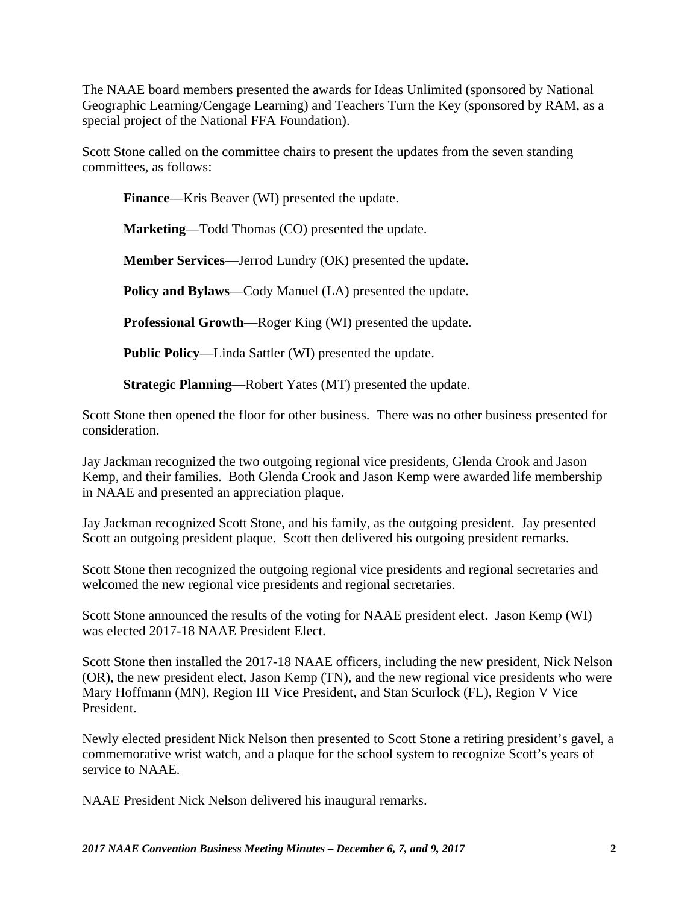The NAAE board members presented the awards for Ideas Unlimited (sponsored by National Geographic Learning/Cengage Learning) and Teachers Turn the Key (sponsored by RAM, as a special project of the National FFA Foundation).

Scott Stone called on the committee chairs to present the updates from the seven standing committees, as follows:

> **Finance**—Kris Beaver (WI) presented the update.
>
> **Marketing**—Todd Thomas (CO) presented the update.
>
> **Member Services**—Jerrod Lundry (OK) presented the update.
>
> **Policy and Bylaws**—Cody Manuel (LA) presented the update.
>
> **Professional Growth**—Roger King (WI) presented the update.
>
> **Public Policy**—Linda Sattler (WI) presented the update.
>
> **Strategic Planning**—Robert Yates (MT) presented the update.

Scott Stone then opened the floor for other business. There was no other business presented for consideration.

Jay Jackman recognized the two outgoing regional vice presidents, Glenda Crook and Jason Kemp, and their families. Both Glenda Crook and Jason Kemp were awarded life membership in NAAE and presented an appreciation plaque.

Jay Jackman recognized Scott Stone, and his family, as the outgoing president. Jay presented Scott an outgoing president plaque. Scott then delivered his outgoing president remarks.

Scott Stone then recognized the outgoing regional vice presidents and regional secretaries and welcomed the new regional vice presidents and regional secretaries.

Scott Stone announced the results of the voting for NAAE president elect. Jason Kemp (WI) was elected 2017-18 NAAE President Elect.

Scott Stone then installed the 2017-18 NAAE officers, including the new president, Nick Nelson (OR), the new president elect, Jason Kemp (TN), and the new regional vice presidents who were Mary Hoffmann (MN), Region III Vice President, and Stan Scurlock (FL), Region V Vice President.

Newly elected president Nick Nelson then presented to Scott Stone a retiring president's gavel, a commemorative wrist watch, and a plaque for the school system to recognize Scott's years of service to NAAE.

NAAE President Nick Nelson delivered his inaugural remarks.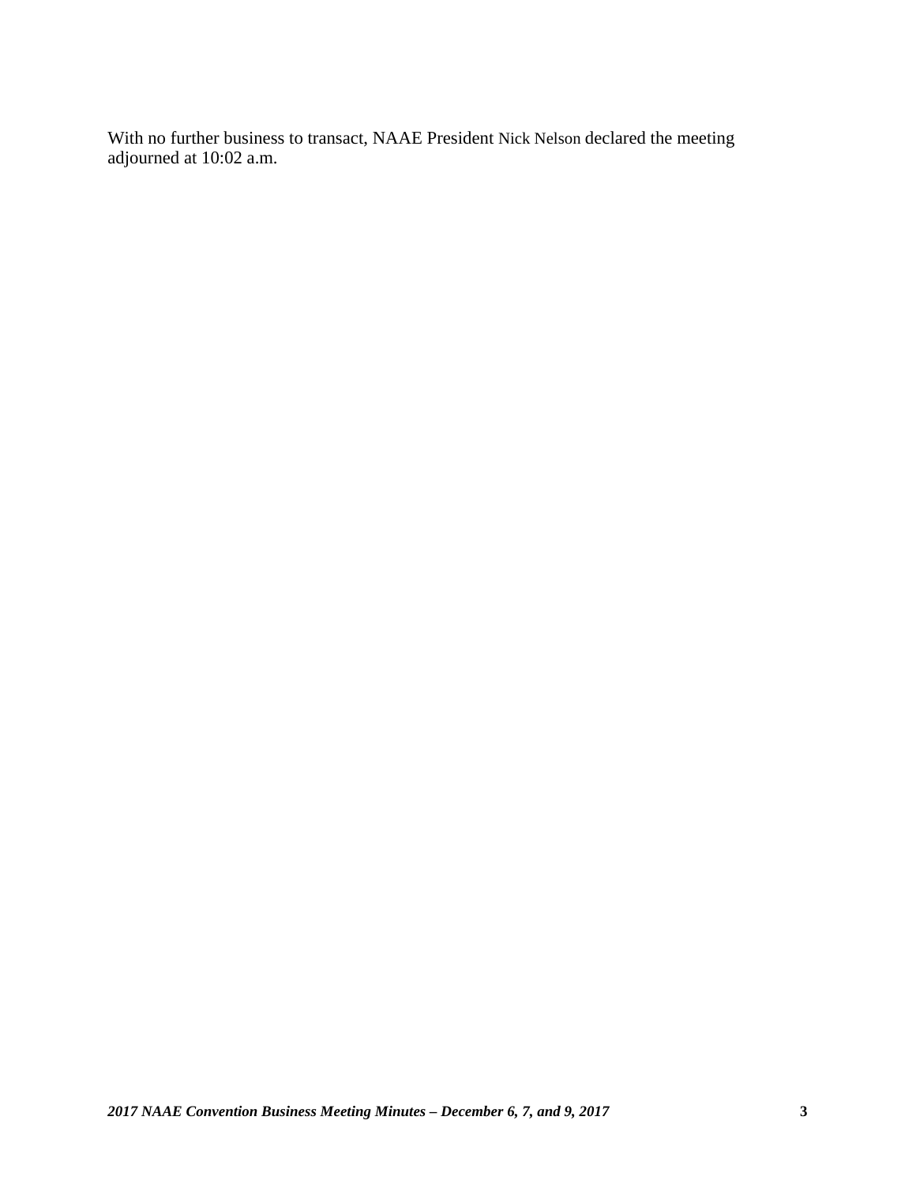With no further business to transact, NAAE President Nick Nelson declared the meeting adjourned at 10:02 a.m.